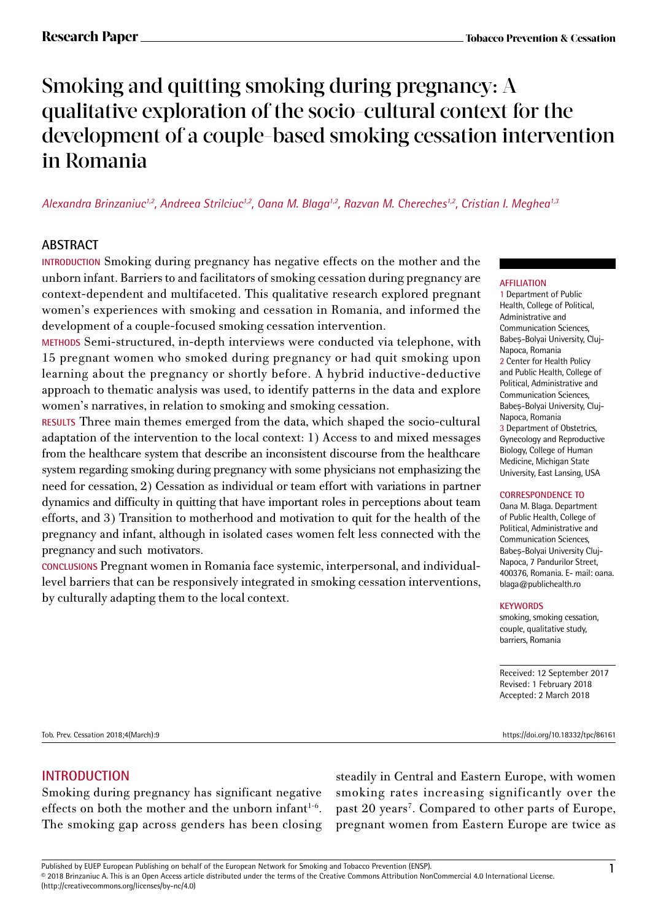# Smoking and quitting smoking during pregnancy: A qualitative exploration of the socio-cultural context for the development of a couple-based smoking cessation intervention in Romania

*Alexandra Brinzaniuc[1,2], Andreea Strilciuc[1,2], Oana M. Blaga[1,2], Razvan M. Chereches[1,2], Cristian I. Meghea[1,3]*

## ABSTRACT

**INTRODUCTION** Smoking during pregnancy has negative effects on the mother and the unborn infant. Barriers to and facilitators of smoking cessation during pregnancy are context-dependent and multifaceted. This qualitative research explored pregnant women's experiences with smoking and cessation in Romania, and informed the development of a couple-focused smoking cessation intervention.

**METHODS** Semi-structured, in-depth interviews were conducted via telephone, with 15 pregnant women who smoked during pregnancy or had quit smoking upon learning about the pregnancy or shortly before. A hybrid inductive-deductive approach to thematic analysis was used, to identify patterns in the data and explore women's narratives, in relation to smoking and smoking cessation.

**RESULTS** Three main themes emerged from the data, which shaped the socio-cultural adaptation of the intervention to the local context: 1) Access to and mixed messages from the healthcare system that describe an inconsistent discourse from the healthcare system regarding smoking during pregnancy with some physicians not emphasizing the need for cessation, 2) Cessation as individual or team effort with variations in partner dynamics and difficulty in quitting that have important roles in perceptions about team efforts, and 3) Transition to motherhood and motivation to quit for the health of the pregnancy and infant, although in isolated cases women felt less connected with the pregnancy and such motivators.

**CONCLUSIONS** Pregnant women in Romania face systemic, interpersonal, and individual-level barriers that can be responsively integrated in smoking cessation interventions, by culturally adapting them to the local context.

**AFFILIATION**
1 Department of Public Health, College of Political, Administrative and Communication Sciences, Babeș-Bolyai University, Cluj-Napoca, Romania
2 Center for Health Policy and Public Health, College of Political, Administrative and Communication Sciences, Babeș-Bolyai University, Cluj-Napoca, Romania
3 Department of Obstetrics, Gynecology and Reproductive Biology, College of Human Medicine, Michigan State University, East Lansing, USA

**CORRESPONDENCE TO**
Oana M. Blaga. Department of Public Health, College of Political, Administrative and Communication Sciences, Babeș-Bolyai University Cluj-Napoca, 7 Pandurilor Street, 400376, Romania. E- mail: oana.blaga@publichealth.ro

**KEYWORDS**
smoking, smoking cessation, couple, qualitative study, barriers, Romania

Received: 12 September 2017
Revised: 1 February 2018
Accepted: 2 March 2018

Tob. Prev. Cessation 2018;4(March):9 https://doi.org/10.18332/tpc/86161

## INTRODUCTION

Smoking during pregnancy has significant negative effects on both the mother and the unborn infant[1-6]. The smoking gap across genders has been closing steadily in Central and Eastern Europe, with women smoking rates increasing significantly over the past 20 years[7]. Compared to other parts of Europe, pregnant women from Eastern Europe are twice as

Published by EUEP European Publishing on behalf of the European Network for Smoking and Tobacco Prevention (ENSP).
© 2018 Brinzaniuc A. This is an Open Access article distributed under the terms of the Creative Commons Attribution NonCommercial 4.0 International License. (http://creativecommons.org/licenses/by-nc/4.0)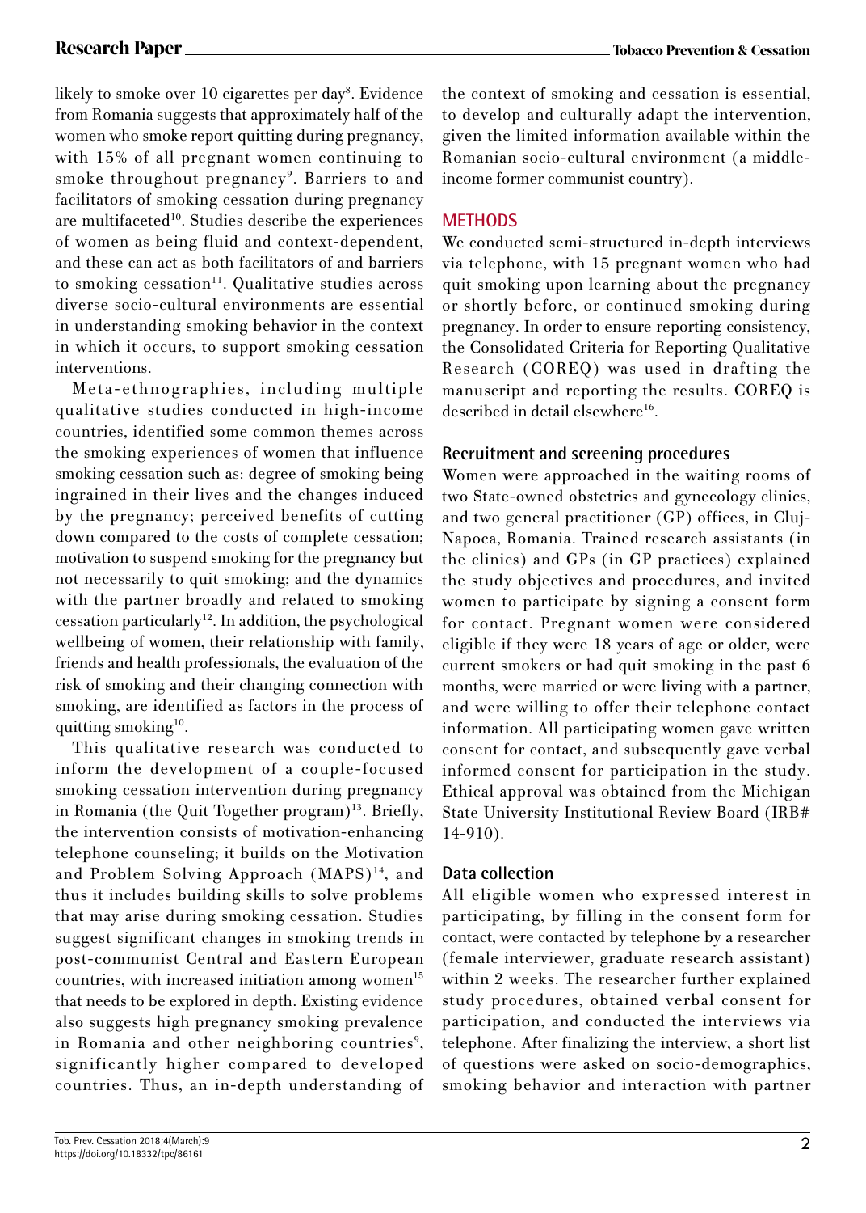likely to smoke over 10 cigarettes per day[8]. Evidence from Romania suggests that approximately half of the women who smoke report quitting during pregnancy, with 15% of all pregnant women continuing to smoke throughout pregnancy[9]. Barriers to and facilitators of smoking cessation during pregnancy are multifaceted[10]. Studies describe the experiences of women as being fluid and context-dependent, and these can act as both facilitators of and barriers to smoking cessation[11]. Qualitative studies across diverse socio-cultural environments are essential in understanding smoking behavior in the context in which it occurs, to support smoking cessation interventions.

Meta-ethnographies, including multiple qualitative studies conducted in high-income countries, identified some common themes across the smoking experiences of women that influence smoking cessation such as: degree of smoking being ingrained in their lives and the changes induced by the pregnancy; perceived benefits of cutting down compared to the costs of complete cessation; motivation to suspend smoking for the pregnancy but not necessarily to quit smoking; and the dynamics with the partner broadly and related to smoking cessation particularly[12]. In addition, the psychological wellbeing of women, their relationship with family, friends and health professionals, the evaluation of the risk of smoking and their changing connection with smoking, are identified as factors in the process of quitting smoking[10].

This qualitative research was conducted to inform the development of a couple-focused smoking cessation intervention during pregnancy in Romania (the Quit Together program)[13]. Briefly, the intervention consists of motivation-enhancing telephone counseling; it builds on the Motivation and Problem Solving Approach (MAPS)[14], and thus it includes building skills to solve problems that may arise during smoking cessation. Studies suggest significant changes in smoking trends in post-communist Central and Eastern European countries, with increased initiation among women[15] that needs to be explored in depth. Existing evidence also suggests high pregnancy smoking prevalence in Romania and other neighboring countries[9], significantly higher compared to developed countries. Thus, an in-depth understanding of the context of smoking and cessation is essential, to develop and culturally adapt the intervention, given the limited information available within the Romanian socio-cultural environment (a middle-income former communist country).

## METHODS

We conducted semi-structured in-depth interviews via telephone, with 15 pregnant women who had quit smoking upon learning about the pregnancy or shortly before, or continued smoking during pregnancy. In order to ensure reporting consistency, the Consolidated Criteria for Reporting Qualitative Research (COREQ) was used in drafting the manuscript and reporting the results. COREQ is described in detail elsewhere[16].

### Recruitment and screening procedures

Women were approached in the waiting rooms of two State-owned obstetrics and gynecology clinics, and two general practitioner (GP) offices, in Cluj-Napoca, Romania. Trained research assistants (in the clinics) and GPs (in GP practices) explained the study objectives and procedures, and invited women to participate by signing a consent form for contact. Pregnant women were considered eligible if they were 18 years of age or older, were current smokers or had quit smoking in the past 6 months, were married or were living with a partner, and were willing to offer their telephone contact information. All participating women gave written consent for contact, and subsequently gave verbal informed consent for participation in the study. Ethical approval was obtained from the Michigan State University Institutional Review Board (IRB# 14-910).

### Data collection

All eligible women who expressed interest in participating, by filling in the consent form for contact, were contacted by telephone by a researcher (female interviewer, graduate research assistant) within 2 weeks. The researcher further explained study procedures, obtained verbal consent for participation, and conducted the interviews via telephone. After finalizing the interview, a short list of questions were asked on socio-demographics, smoking behavior and interaction with partner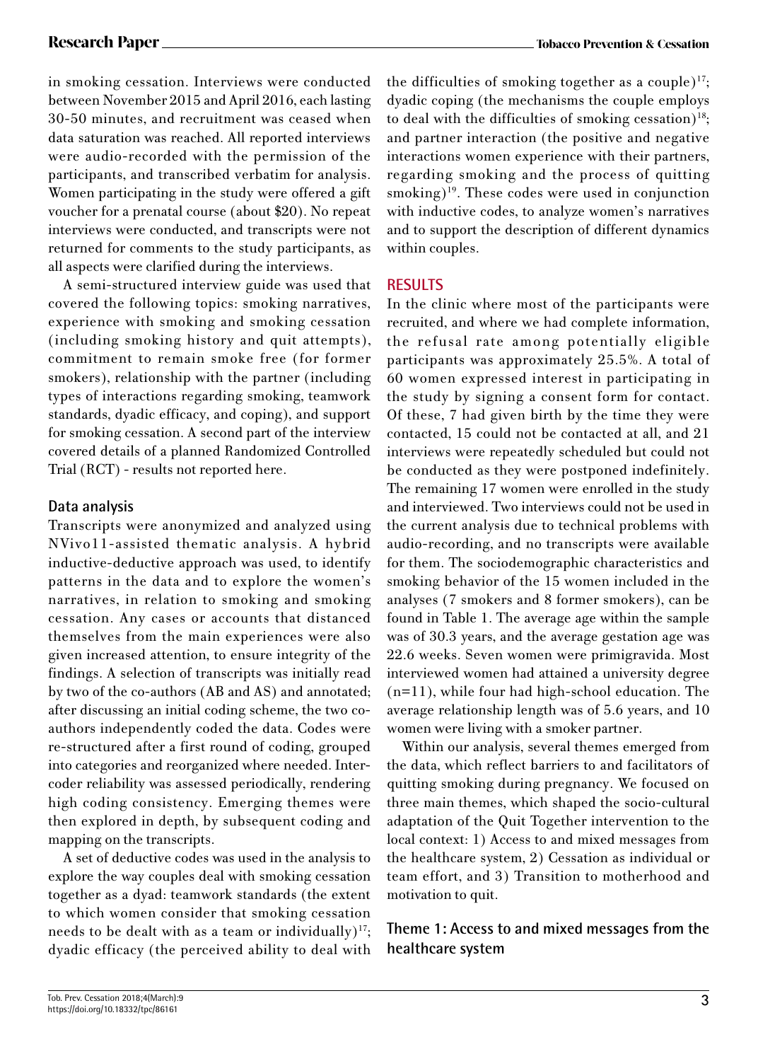in smoking cessation. Interviews were conducted between November 2015 and April 2016, each lasting 30-50 minutes, and recruitment was ceased when data saturation was reached. All reported interviews were audio-recorded with the permission of the participants, and transcribed verbatim for analysis. Women participating in the study were offered a gift voucher for a prenatal course (about $20). No repeat interviews were conducted, and transcripts were not returned for comments to the study participants, as all aspects were clarified during the interviews.

A semi-structured interview guide was used that covered the following topics: smoking narratives, experience with smoking and smoking cessation (including smoking history and quit attempts), commitment to remain smoke free (for former smokers), relationship with the partner (including types of interactions regarding smoking, teamwork standards, dyadic efficacy, and coping), and support for smoking cessation. A second part of the interview covered details of a planned Randomized Controlled Trial (RCT) - results not reported here.

### Data analysis

Transcripts were anonymized and analyzed using NVivo11-assisted thematic analysis. A hybrid inductive-deductive approach was used, to identify patterns in the data and to explore the women's narratives, in relation to smoking and smoking cessation. Any cases or accounts that distanced themselves from the main experiences were also given increased attention, to ensure integrity of the findings. A selection of transcripts was initially read by two of the co-authors (AB and AS) and annotated; after discussing an initial coding scheme, the two co-authors independently coded the data. Codes were re-structured after a first round of coding, grouped into categories and reorganized where needed. Inter-coder reliability was assessed periodically, rendering high coding consistency. Emerging themes were then explored in depth, by subsequent coding and mapping on the transcripts.

A set of deductive codes was used in the analysis to explore the way couples deal with smoking cessation together as a dyad: teamwork standards (the extent to which women consider that smoking cessation needs to be dealt with as a team or individually)[17]; dyadic efficacy (the perceived ability to deal with the difficulties of smoking together as a couple)[17]; dyadic coping (the mechanisms the couple employs to deal with the difficulties of smoking cessation)[18]; and partner interaction (the positive and negative interactions women experience with their partners, regarding smoking and the process of quitting smoking)[19]. These codes were used in conjunction with inductive codes, to analyze women's narratives and to support the description of different dynamics within couples.

## RESULTS

In the clinic where most of the participants were recruited, and where we had complete information, the refusal rate among potentially eligible participants was approximately 25.5%. A total of 60 women expressed interest in participating in the study by signing a consent form for contact. Of these, 7 had given birth by the time they were contacted, 15 could not be contacted at all, and 21 interviews were repeatedly scheduled but could not be conducted as they were postponed indefinitely. The remaining 17 women were enrolled in the study and interviewed. Two interviews could not be used in the current analysis due to technical problems with audio-recording, and no transcripts were available for them. The sociodemographic characteristics and smoking behavior of the 15 women included in the analyses (7 smokers and 8 former smokers), can be found in Table 1. The average age within the sample was of 30.3 years, and the average gestation age was 22.6 weeks. Seven women were primigravida. Most interviewed women had attained a university degree (n=11), while four had high-school education. The average relationship length was of 5.6 years, and 10 women were living with a smoker partner.

Within our analysis, several themes emerged from the data, which reflect barriers to and facilitators of quitting smoking during pregnancy. We focused on three main themes, which shaped the socio-cultural adaptation of the Quit Together intervention to the local context: 1) Access to and mixed messages from the healthcare system, 2) Cessation as individual or team effort, and 3) Transition to motherhood and motivation to quit.

### Theme 1: Access to and mixed messages from the healthcare system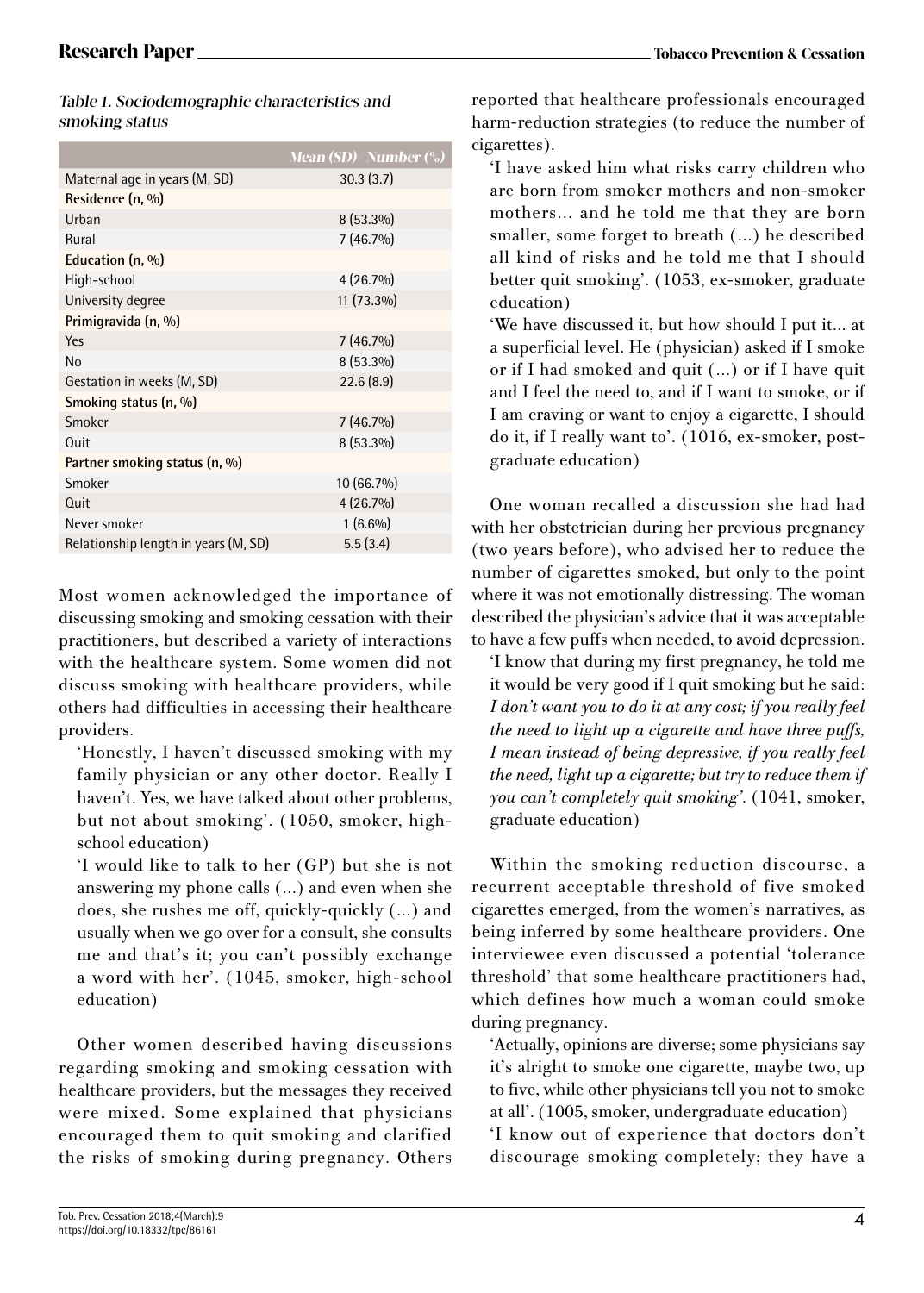*Table 1. Sociodemographic characteristics and smoking status*

| | Mean (SD)/Number (%) |
|---|---|
| Maternal age in years (M, SD) | 30.3 (3.7) |
| **Residence (n, %)** | |
| Urban | 8 (53.3%) |
| Rural | 7 (46.7%) |
| **Education (n, %)** | |
| High-school | 4 (26.7%) |
| University degree | 11 (73.3%) |
| **Primigravida (n, %)** | |
| Yes | 7 (46.7%) |
| No | 8 (53.3%) |
| Gestation in weeks (M, SD) | 22.6 (8.9) |
| **Smoking status (n, %)** | |
| Smoker | 7 (46.7%) |
| Quit | 8 (53.3%) |
| **Partner smoking status (n, %)** | |
| Smoker | 10 (66.7%) |
| Quit | 4 (26.7%) |
| Never smoker | 1 (6.6%) |
| Relationship length in years (M, SD) | 5.5 (3.4) |

Most women acknowledged the importance of discussing smoking and smoking cessation with their practitioners, but described a variety of interactions with the healthcare system. Some women did not discuss smoking with healthcare providers, while others had difficulties in accessing their healthcare providers.

> 'Honestly, I haven't discussed smoking with my family physician or any other doctor. Really I haven't. Yes, we have talked about other problems, but not about smoking'. (1050, smoker, high-school education)

> 'I would like to talk to her (GP) but she is not answering my phone calls (...) and even when she does, she rushes me off, quickly-quickly (...) and usually when we go over for a consult, she consults me and that's it; you can't possibly exchange a word with her'. (1045, smoker, high-school education)

Other women described having discussions regarding smoking and smoking cessation with healthcare providers, but the messages they received were mixed. Some explained that physicians encouraged them to quit smoking and clarified the risks of smoking during pregnancy. Others reported that healthcare professionals encouraged harm-reduction strategies (to reduce the number of cigarettes).

> 'I have asked him what risks carry children who are born from smoker mothers and non-smoker mothers... and he told me that they are born smaller, some forget to breath (...) he described all kind of risks and he told me that I should better quit smoking'. (1053, ex-smoker, graduate education)

> 'We have discussed it, but how should I put it... at a superficial level. He (physician) asked if I smoke or if I had smoked and quit (...) or if I have quit and I feel the need to, and if I want to smoke, or if I am craving or want to enjoy a cigarette, I should do it, if I really want to'. (1016, ex-smoker, post-graduate education)

One woman recalled a discussion she had had with her obstetrician during her previous pregnancy (two years before), who advised her to reduce the number of cigarettes smoked, but only to the point where it was not emotionally distressing. The woman described the physician's advice that it was acceptable to have a few puffs when needed, to avoid depression.

> 'I know that during my first pregnancy, he told me it would be very good if I quit smoking but he said: *I don't want you to do it at any cost; if you really feel the need to light up a cigarette and have three puffs, I mean instead of being depressive, if you really feel the need, light up a cigarette; but try to reduce them if you can't completely quit smoking'*. (1041, smoker, graduate education)

Within the smoking reduction discourse, a recurrent acceptable threshold of five smoked cigarettes emerged, from the women's narratives, as being inferred by some healthcare providers. One interviewee even discussed a potential 'tolerance threshold' that some healthcare practitioners had, which defines how much a woman could smoke during pregnancy.

> 'Actually, opinions are diverse; some physicians say it's alright to smoke one cigarette, maybe two, up to five, while other physicians tell you not to smoke at all'. (1005, smoker, undergraduate education)

> 'I know out of experience that doctors don't discourage smoking completely; they have a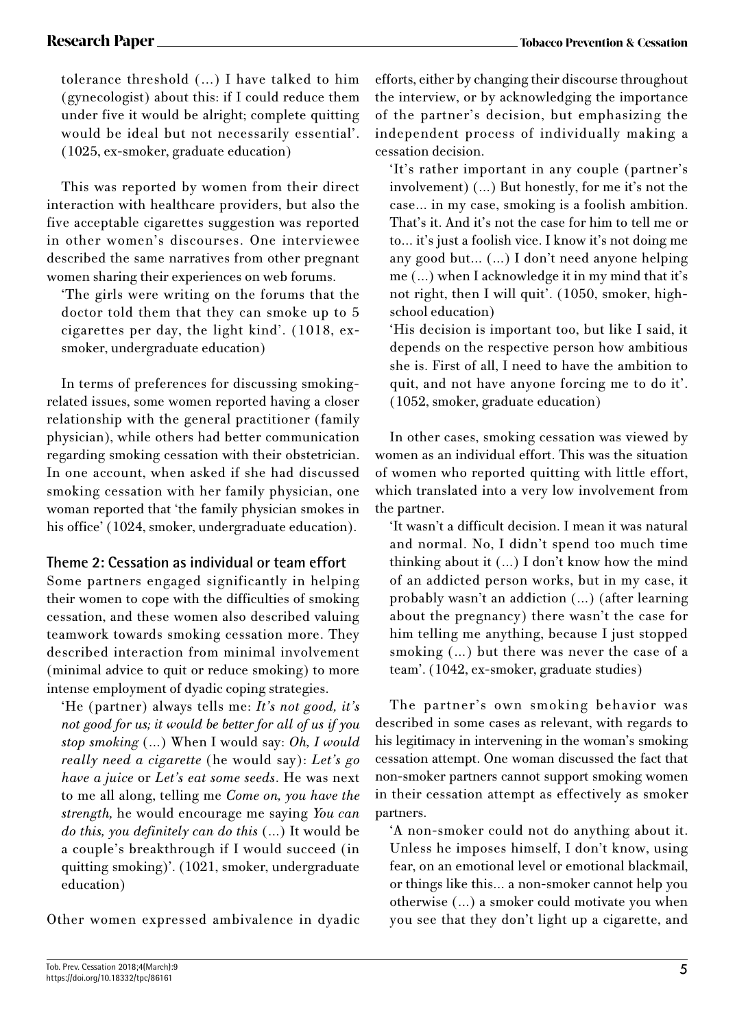tolerance threshold (...) I have talked to him (gynecologist) about this: if I could reduce them under five it would be alright; complete quitting would be ideal but not necessarily essential'. (1025, ex-smoker, graduate education)

This was reported by women from their direct interaction with healthcare providers, but also the five acceptable cigarettes suggestion was reported in other women's discourses. One interviewee described the same narratives from other pregnant women sharing their experiences on web forums.

> 'The girls were writing on the forums that the doctor told them that they can smoke up to 5 cigarettes per day, the light kind'. (1018, ex-smoker, undergraduate education)

In terms of preferences for discussing smoking-related issues, some women reported having a closer relationship with the general practitioner (family physician), while others had better communication regarding smoking cessation with their obstetrician. In one account, when asked if she had discussed smoking cessation with her family physician, one woman reported that 'the family physician smokes in his office' (1024, smoker, undergraduate education).

### Theme 2: Cessation as individual or team effort

Some partners engaged significantly in helping their women to cope with the difficulties of smoking cessation, and these women also described valuing teamwork towards smoking cessation more. They described interaction from minimal involvement (minimal advice to quit or reduce smoking) to more intense employment of dyadic coping strategies.

> 'He (partner) always tells me: *It's not good, it's not good for us; it would be better for all of us if you stop smoking* (...) When I would say: *Oh, I would really need a cigarette* (he would say): *Let's go have a juice* or *Let's eat some seeds*. He was next to me all along, telling me *Come on, you have the strength,* he would encourage me saying *You can do this, you definitely can do this* (...) It would be a couple's breakthrough if I would succeed (in quitting smoking)'. (1021, smoker, undergraduate education)

Other women expressed ambivalence in dyadic efforts, either by changing their discourse throughout the interview, or by acknowledging the importance of the partner's decision, but emphasizing the independent process of individually making a cessation decision.

> 'It's rather important in any couple (partner's involvement) (...) But honestly, for me it's not the case... in my case, smoking is a foolish ambition. That's it. And it's not the case for him to tell me or to... it's just a foolish vice. I know it's not doing me any good but... (...) I don't need anyone helping me (...) when I acknowledge it in my mind that it's not right, then I will quit'. (1050, smoker, high-school education)

> 'His decision is important too, but like I said, it depends on the respective person how ambitious she is. First of all, I need to have the ambition to quit, and not have anyone forcing me to do it'. (1052, smoker, graduate education)

In other cases, smoking cessation was viewed by women as an individual effort. This was the situation of women who reported quitting with little effort, which translated into a very low involvement from the partner.

> 'It wasn't a difficult decision. I mean it was natural and normal. No, I didn't spend too much time thinking about it (...) I don't know how the mind of an addicted person works, but in my case, it probably wasn't an addiction (...) (after learning about the pregnancy) there wasn't the case for him telling me anything, because I just stopped smoking (...) but there was never the case of a team'. (1042, ex-smoker, graduate studies)

The partner's own smoking behavior was described in some cases as relevant, with regards to his legitimacy in intervening in the woman's smoking cessation attempt. One woman discussed the fact that non-smoker partners cannot support smoking women in their cessation attempt as effectively as smoker partners.

> 'A non-smoker could not do anything about it. Unless he imposes himself, I don't know, using fear, on an emotional level or emotional blackmail, or things like this... a non-smoker cannot help you otherwise (...) a smoker could motivate you when you see that they don't light up a cigarette, and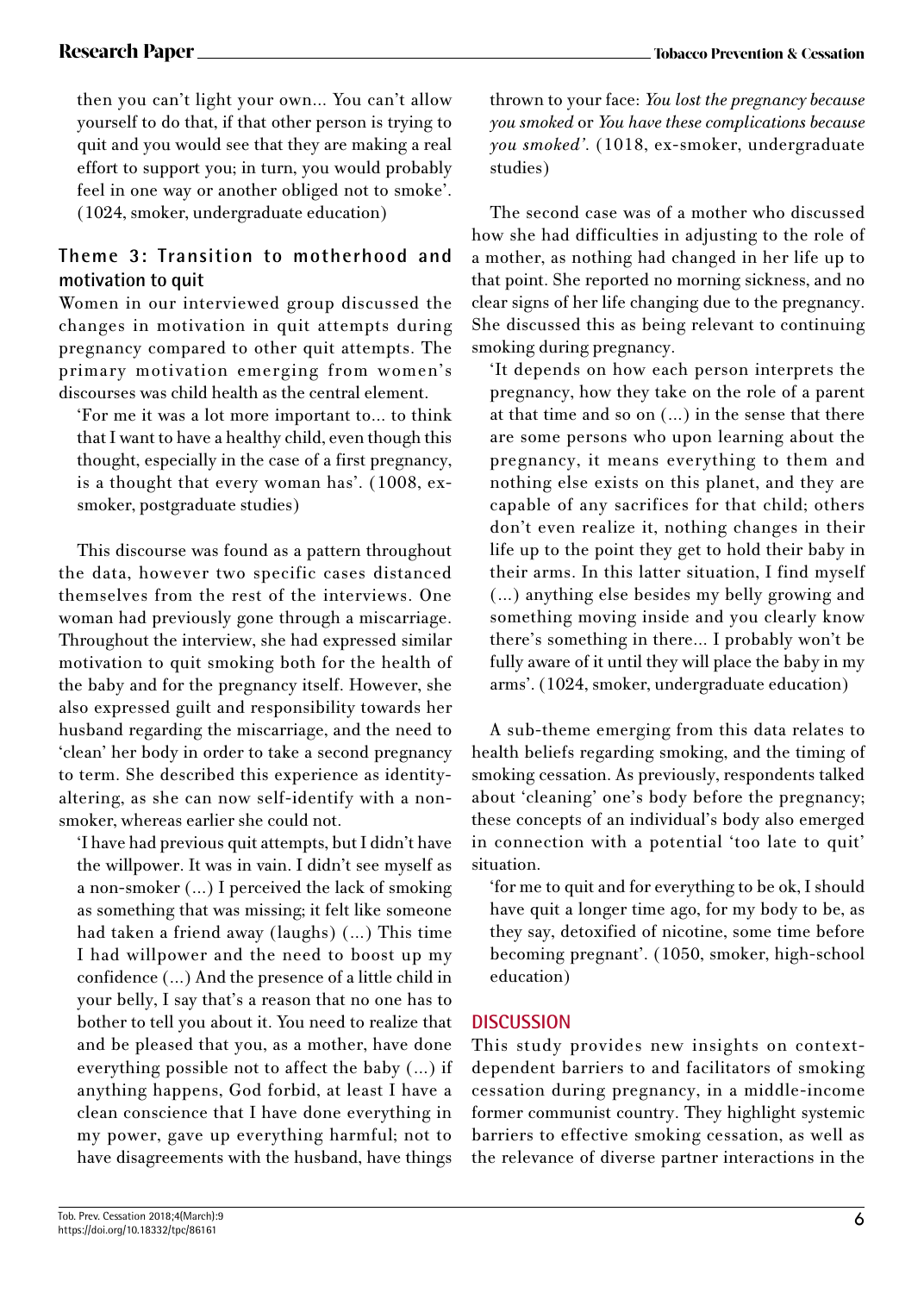then you can't light your own... You can't allow yourself to do that, if that other person is trying to quit and you would see that they are making a real effort to support you; in turn, you would probably feel in one way or another obliged not to smoke'. (1024, smoker, undergraduate education)

### Theme 3: Transition to motherhood and motivation to quit

Women in our interviewed group discussed the changes in motivation in quit attempts during pregnancy compared to other quit attempts. The primary motivation emerging from women's discourses was child health as the central element.

'For me it was a lot more important to... to think that I want to have a healthy child, even though this thought, especially in the case of a first pregnancy, is a thought that every woman has'. (1008, ex-smoker, postgraduate studies)

This discourse was found as a pattern throughout the data, however two specific cases distanced themselves from the rest of the interviews. One woman had previously gone through a miscarriage. Throughout the interview, she had expressed similar motivation to quit smoking both for the health of the baby and for the pregnancy itself. However, she also expressed guilt and responsibility towards her husband regarding the miscarriage, and the need to 'clean' her body in order to take a second pregnancy to term. She described this experience as identity-altering, as she can now self-identify with a non-smoker, whereas earlier she could not.

'I have had previous quit attempts, but I didn't have the willpower. It was in vain. I didn't see myself as a non-smoker (...) I perceived the lack of smoking as something that was missing; it felt like someone had taken a friend away (laughs) (...) This time I had willpower and the need to boost up my confidence (...) And the presence of a little child in your belly, I say that's a reason that no one has to bother to tell you about it. You need to realize that and be pleased that you, as a mother, have done everything possible not to affect the baby (...) if anything happens, God forbid, at least I have a clean conscience that I have done everything in my power, gave up everything harmful; not to have disagreements with the husband, have things thrown to your face: *You lost the pregnancy because you smoked* or *You have these complications because you smoked*'. (1018, ex-smoker, undergraduate studies)

The second case was of a mother who discussed how she had difficulties in adjusting to the role of a mother, as nothing had changed in her life up to that point. She reported no morning sickness, and no clear signs of her life changing due to the pregnancy. She discussed this as being relevant to continuing smoking during pregnancy.

'It depends on how each person interprets the pregnancy, how they take on the role of a parent at that time and so on (...) in the sense that there are some persons who upon learning about the pregnancy, it means everything to them and nothing else exists on this planet, and they are capable of any sacrifices for that child; others don't even realize it, nothing changes in their life up to the point they get to hold their baby in their arms. In this latter situation, I find myself (...) anything else besides my belly growing and something moving inside and you clearly know there's something in there... I probably won't be fully aware of it until they will place the baby in my arms'. (1024, smoker, undergraduate education)

A sub-theme emerging from this data relates to health beliefs regarding smoking, and the timing of smoking cessation. As previously, respondents talked about 'cleaning' one's body before the pregnancy; these concepts of an individual's body also emerged in connection with a potential 'too late to quit' situation.

'for me to quit and for everything to be ok, I should have quit a longer time ago, for my body to be, as they say, detoxified of nicotine, some time before becoming pregnant'. (1050, smoker, high-school education)

## DISCUSSION

This study provides new insights on context-dependent barriers to and facilitators of smoking cessation during pregnancy, in a middle-income former communist country. They highlight systemic barriers to effective smoking cessation, as well as the relevance of diverse partner interactions in the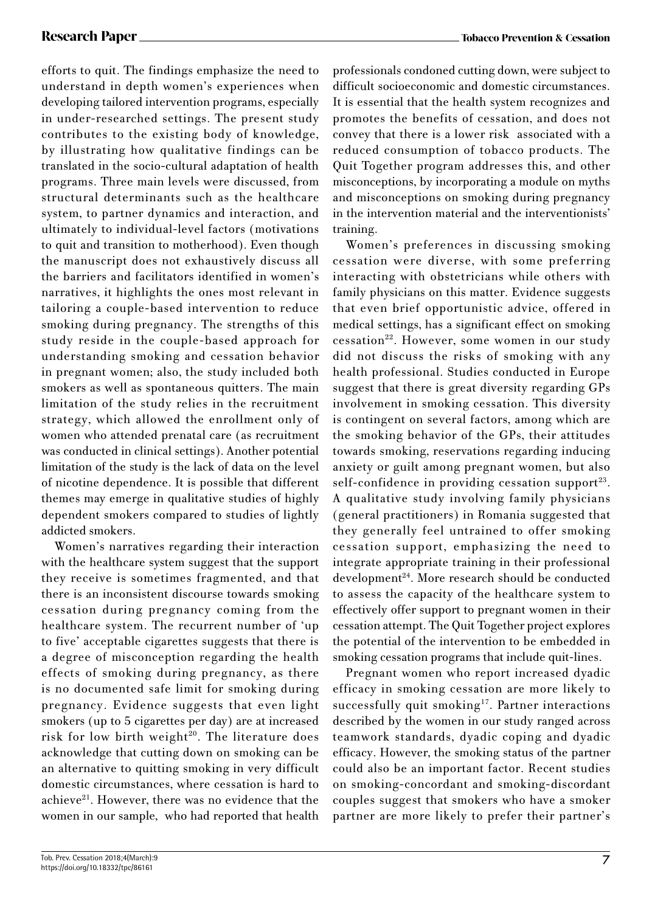efforts to quit. The findings emphasize the need to understand in depth women's experiences when developing tailored intervention programs, especially in under-researched settings. The present study contributes to the existing body of knowledge, by illustrating how qualitative findings can be translated in the socio-cultural adaptation of health programs. Three main levels were discussed, from structural determinants such as the healthcare system, to partner dynamics and interaction, and ultimately to individual-level factors (motivations to quit and transition to motherhood). Even though the manuscript does not exhaustively discuss all the barriers and facilitators identified in women's narratives, it highlights the ones most relevant in tailoring a couple-based intervention to reduce smoking during pregnancy. The strengths of this study reside in the couple-based approach for understanding smoking and cessation behavior in pregnant women; also, the study included both smokers as well as spontaneous quitters. The main limitation of the study relies in the recruitment strategy, which allowed the enrollment only of women who attended prenatal care (as recruitment was conducted in clinical settings). Another potential limitation of the study is the lack of data on the level of nicotine dependence. It is possible that different themes may emerge in qualitative studies of highly dependent smokers compared to studies of lightly addicted smokers.

Women's narratives regarding their interaction with the healthcare system suggest that the support they receive is sometimes fragmented, and that there is an inconsistent discourse towards smoking cessation during pregnancy coming from the healthcare system. The recurrent number of 'up to five' acceptable cigarettes suggests that there is a degree of misconception regarding the health effects of smoking during pregnancy, as there is no documented safe limit for smoking during pregnancy. Evidence suggests that even light smokers (up to 5 cigarettes per day) are at increased risk for low birth weight[20]. The literature does acknowledge that cutting down on smoking can be an alternative to quitting smoking in very difficult domestic circumstances, where cessation is hard to achieve[21]. However, there was no evidence that the women in our sample, who had reported that health professionals condoned cutting down, were subject to difficult socioeconomic and domestic circumstances. It is essential that the health system recognizes and promotes the benefits of cessation, and does not convey that there is a lower risk associated with a reduced consumption of tobacco products. The Quit Together program addresses this, and other misconceptions, by incorporating a module on myths and misconceptions on smoking during pregnancy in the intervention material and the interventionists' training.

Women's preferences in discussing smoking cessation were diverse, with some preferring interacting with obstetricians while others with family physicians on this matter. Evidence suggests that even brief opportunistic advice, offered in medical settings, has a significant effect on smoking cessation[22]. However, some women in our study did not discuss the risks of smoking with any health professional. Studies conducted in Europe suggest that there is great diversity regarding GPs involvement in smoking cessation. This diversity is contingent on several factors, among which are the smoking behavior of the GPs, their attitudes towards smoking, reservations regarding inducing anxiety or guilt among pregnant women, but also self-confidence in providing cessation support[23]. A qualitative study involving family physicians (general practitioners) in Romania suggested that they generally feel untrained to offer smoking cessation support, emphasizing the need to integrate appropriate training in their professional development[24]. More research should be conducted to assess the capacity of the healthcare system to effectively offer support to pregnant women in their cessation attempt. The Quit Together project explores the potential of the intervention to be embedded in smoking cessation programs that include quit-lines.

Pregnant women who report increased dyadic efficacy in smoking cessation are more likely to successfully quit smoking[17]. Partner interactions described by the women in our study ranged across teamwork standards, dyadic coping and dyadic efficacy. However, the smoking status of the partner could also be an important factor. Recent studies on smoking-concordant and smoking-discordant couples suggest that smokers who have a smoker partner are more likely to prefer their partner's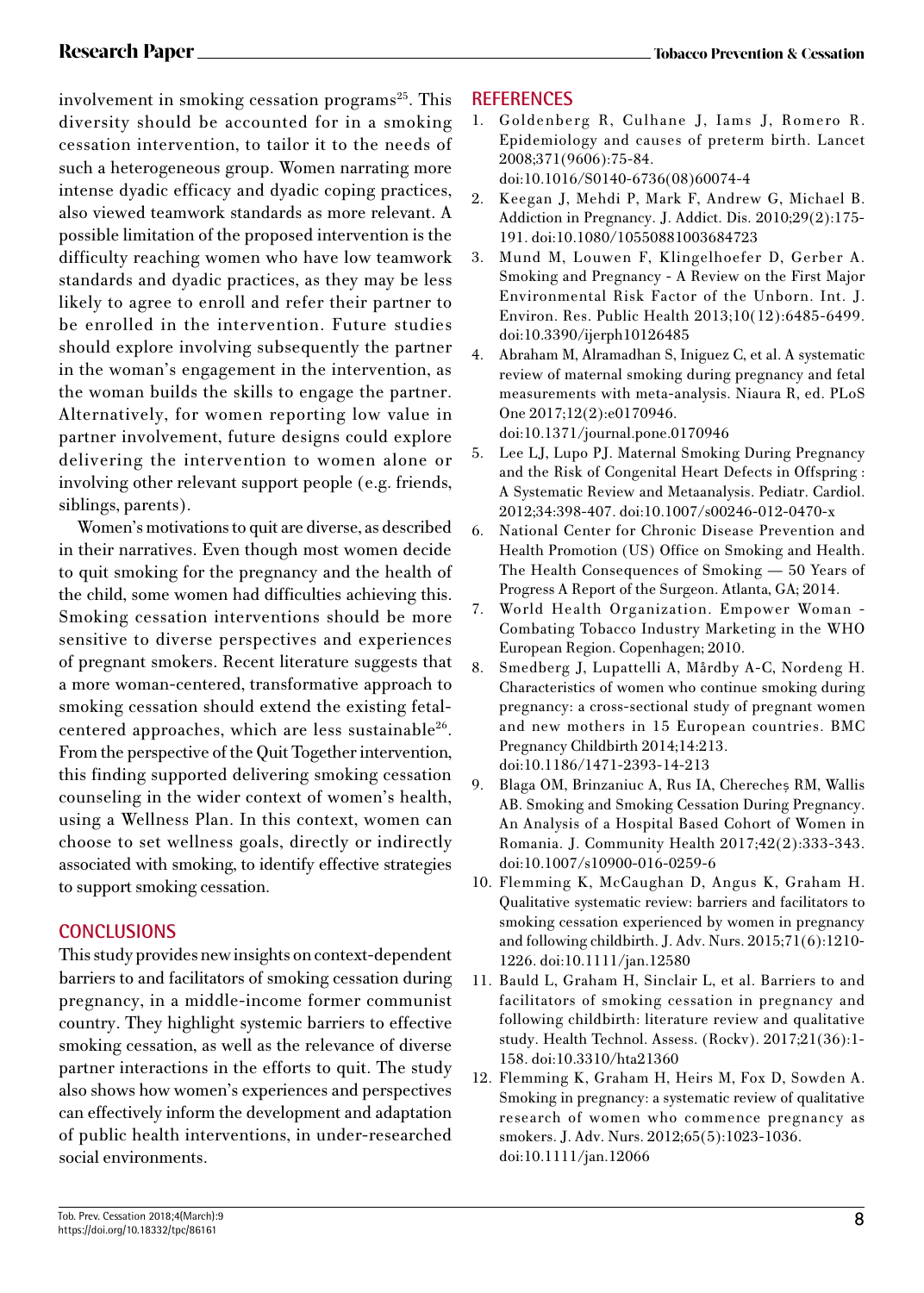involvement in smoking cessation programs[25]. This diversity should be accounted for in a smoking cessation intervention, to tailor it to the needs of such a heterogeneous group. Women narrating more intense dyadic efficacy and dyadic coping practices, also viewed teamwork standards as more relevant. A possible limitation of the proposed intervention is the difficulty reaching women who have low teamwork standards and dyadic practices, as they may be less likely to agree to enroll and refer their partner to be enrolled in the intervention. Future studies should explore involving subsequently the partner in the woman's engagement in the intervention, as the woman builds the skills to engage the partner. Alternatively, for women reporting low value in partner involvement, future designs could explore delivering the intervention to women alone or involving other relevant support people (e.g. friends, siblings, parents).

Women's motivations to quit are diverse, as described in their narratives. Even though most women decide to quit smoking for the pregnancy and the health of the child, some women had difficulties achieving this. Smoking cessation interventions should be more sensitive to diverse perspectives and experiences of pregnant smokers. Recent literature suggests that a more woman-centered, transformative approach to smoking cessation should extend the existing fetal-centered approaches, which are less sustainable[26]. From the perspective of the Quit Together intervention, this finding supported delivering smoking cessation counseling in the wider context of women's health, using a Wellness Plan. In this context, women can choose to set wellness goals, directly or indirectly associated with smoking, to identify effective strategies to support smoking cessation.

## CONCLUSIONS

This study provides new insights on context-dependent barriers to and facilitators of smoking cessation during pregnancy, in a middle-income former communist country. They highlight systemic barriers to effective smoking cessation, as well as the relevance of diverse partner interactions in the efforts to quit. The study also shows how women's experiences and perspectives can effectively inform the development and adaptation of public health interventions, in under-researched social environments.

## REFERENCES

1. Goldenberg R, Culhane J, Iams J, Romero R. Epidemiology and causes of preterm birth. Lancet 2008;371(9606):75-84. doi:10.1016/S0140-6736(08)60074-4
2. Keegan J, Mehdi P, Mark F, Andrew G, Michael B. Addiction in Pregnancy. J. Addict. Dis. 2010;29(2):175-191. doi:10.1080/10550881003684723
3. Mund M, Louwen F, Klingelhoefer D, Gerber A. Smoking and Pregnancy - A Review on the First Major Environmental Risk Factor of the Unborn. Int. J. Environ. Res. Public Health 2013;10(12):6485-6499. doi:10.3390/ijerph10126485
4. Abraham M, Alramadhan S, Iniguez C, et al. A systematic review of maternal smoking during pregnancy and fetal measurements with meta-analysis. Niaura R, ed. PLoS One 2017;12(2):e0170946. doi:10.1371/journal.pone.0170946
5. Lee LJ, Lupo PJ. Maternal Smoking During Pregnancy and the Risk of Congenital Heart Defects in Offspring : A Systematic Review and Metaanalysis. Pediatr. Cardiol. 2012;34:398-407. doi:10.1007/s00246-012-0470-x
6. National Center for Chronic Disease Prevention and Health Promotion (US) Office on Smoking and Health. The Health Consequences of Smoking — 50 Years of Progress A Report of the Surgeon. Atlanta, GA; 2014.
7. World Health Organization. Empower Woman - Combating Tobacco Industry Marketing in the WHO European Region. Copenhagen; 2010.
8. Smedberg J, Lupattelli A, Mårdby A-C, Nordeng H. Characteristics of women who continue smoking during pregnancy: a cross-sectional study of pregnant women and new mothers in 15 European countries. BMC Pregnancy Childbirth 2014;14:213. doi:10.1186/1471-2393-14-213
9. Blaga OM, Brinzaniuc A, Rus IA, Chereches RM, Wallis AB. Smoking and Smoking Cessation During Pregnancy. An Analysis of a Hospital Based Cohort of Women in Romania. J. Community Health 2017;42(2):333-343. doi:10.1007/s10900-016-0259-6
10. Flemming K, McCaughan D, Angus K, Graham H. Qualitative systematic review: barriers and facilitators to smoking cessation experienced by women in pregnancy and following childbirth. J. Adv. Nurs. 2015;71(6):1210-1226. doi:10.1111/jan.12580
11. Bauld L, Graham H, Sinclair L, et al. Barriers to and facilitators of smoking cessation in pregnancy and following childbirth: literature review and qualitative study. Health Technol. Assess. (Rockv). 2017;21(36):1-158. doi:10.3310/hta21360
12. Flemming K, Graham H, Heirs M, Fox D, Sowden A. Smoking in pregnancy: a systematic review of qualitative research of women who commence pregnancy as smokers. J. Adv. Nurs. 2012;65(5):1023-1036. doi:10.1111/jan.12066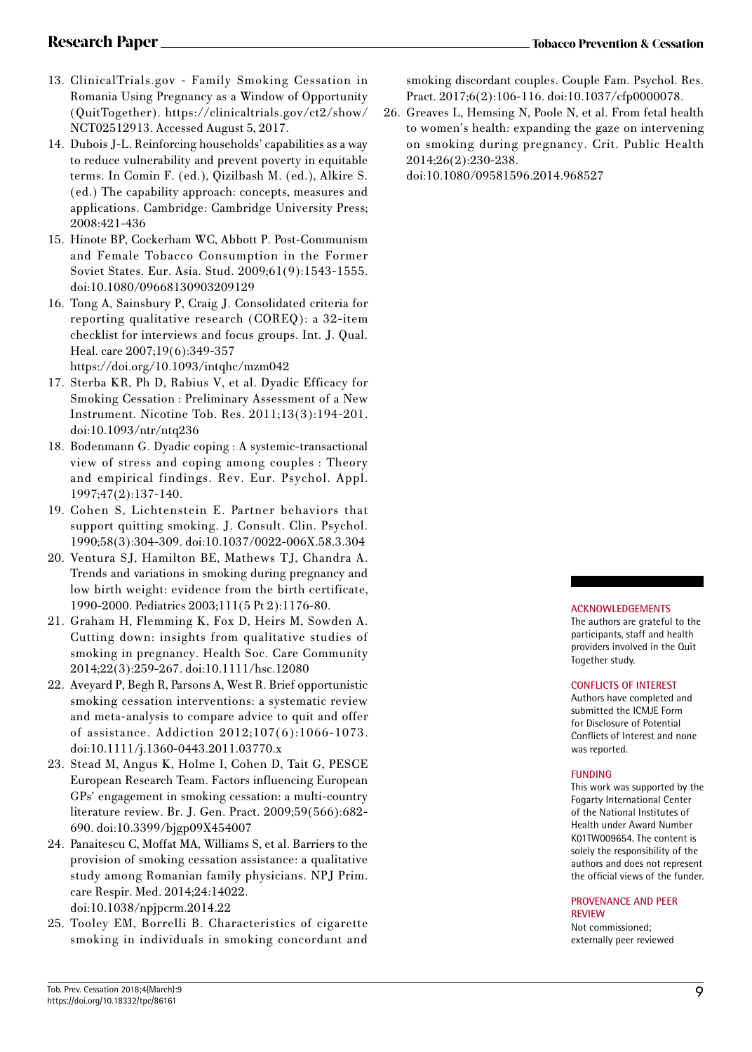13. ClinicalTrials.gov - Family Smoking Cessation in Romania Using Pregnancy as a Window of Opportunity (QuitTogether). https://clinicaltrials.gov/ct2/show/NCT02512913. Accessed August 5, 2017.
14. Dubois J-L. Reinforcing households' capabilities as a way to reduce vulnerability and prevent poverty in equitable terms. In Comin F. (ed.), Qizilbash M. (ed.), Alkire S. (ed.) The capability approach: concepts, measures and applications. Cambridge: Cambridge University Press; 2008:421-436
15. Hinote BP, Cockerham WC, Abbott P. Post-Communism and Female Tobacco Consumption in the Former Soviet States. Eur. Asia. Stud. 2009;61(9):1543-1555. doi:10.1080/09668130903209129
16. Tong A, Sainsbury P, Craig J. Consolidated criteria for reporting qualitative research (COREQ): a 32-item checklist for interviews and focus groups. Int. J. Qual. Heal. care 2007;19(6):349-357 https://doi.org/10.1093/intqhc/mzm042
17. Sterba KR, Ph D, Rabius V, et al. Dyadic Efficacy for Smoking Cessation : Preliminary Assessment of a New Instrument. Nicotine Tob. Res. 2011;13(3):194-201. doi:10.1093/ntr/ntq236
18. Bodenmann G. Dyadic coping : A systemic-transactional view of stress and coping among couples : Theory and empirical findings. Rev. Eur. Psychol. Appl. 1997;47(2):137-140.
19. Cohen S, Lichtenstein E. Partner behaviors that support quitting smoking. J. Consult. Clin. Psychol. 1990;58(3):304-309. doi:10.1037/0022-006X.58.3.304
20. Ventura SJ, Hamilton BE, Mathews TJ, Chandra A. Trends and variations in smoking during pregnancy and low birth weight: evidence from the birth certificate, 1990-2000. Pediatrics 2003;111(5 Pt 2):1176-80.
21. Graham H, Flemming K, Fox D, Heirs M, Sowden A. Cutting down: insights from qualitative studies of smoking in pregnancy. Health Soc. Care Community 2014;22(3):259-267. doi:10.1111/hsc.12080
22. Aveyard P, Begh R, Parsons A, West R. Brief opportunistic smoking cessation interventions: a systematic review and meta-analysis to compare advice to quit and offer of assistance. Addiction 2012;107(6):1066-1073. doi:10.1111/j.1360-0443.2011.03770.x
23. Stead M, Angus K, Holme I, Cohen D, Tait G, PESCE European Research Team. Factors influencing European GPs' engagement in smoking cessation: a multi-country literature review. Br. J. Gen. Pract. 2009;59(566):682-690. doi:10.3399/bjgp09X454007
24. Panaitescu C, Moffat MA, Williams S, et al. Barriers to the provision of smoking cessation assistance: a qualitative study among Romanian family physicians. NPJ Prim. care Respir. Med. 2014;24:14022. doi:10.1038/npjpcrm.2014.22
25. Tooley EM, Borrelli B. Characteristics of cigarette smoking in individuals in smoking concordant and smoking discordant couples. Couple Fam. Psychol. Res. Pract. 2017;6(2):106-116. doi:10.1037/cfp0000078.
26. Greaves L, Hemsing N, Poole N, et al. From fetal health to women's health: expanding the gaze on intervening on smoking during pregnancy. Crit. Public Health 2014;26(2):230-238. doi:10.1080/09581596.2014.968527

**ACKNOWLEDGEMENTS**

The authors are grateful to the participants, staff and health providers involved in the Quit Together study.

**CONFLICTS OF INTEREST**

Authors have completed and submitted the ICMJE Form for Disclosure of Potential Conflicts of Interest and none was reported.

**FUNDING**

This work was supported by the Fogarty International Center of the National Institutes of Health under Award Number K01TW009654. The content is solely the responsibility of the authors and does not represent the official views of the funder.

**PROVENANCE AND PEER REVIEW**

Not commissioned; externally peer reviewed